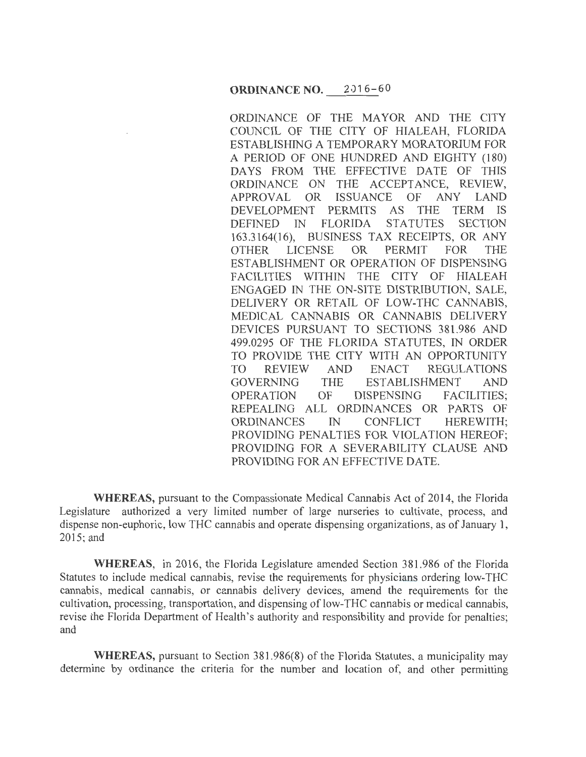# ORDINANCE NO. 2016-60

ORDINANCE OF THE MAYOR AND THE CITY COUNCIL OF THE CITY OF HIALEAH, FLORIDA ESTABLISHING A TEMPORARY MORATORIUM FOR A PERIOD OF ONE HUNDRED AND EIGHTY (180) DAYS FROM THE EFFECTIVE DATE OF THIS ORDINANCE ON THE ACCEPTANCE, REVIEW, APPROVAL OR ISSUANCE OF ANY LAND DEVELOPMENT PERMITS AS THE TERM IS DEFINED IN FLORIDA STATUTES SECTION 163.3164(16), BUSINESS TAX RECEIPTS, OR ANY OTHER LICENSE OR PERMIT FOR THE ESTABLISHMENT OR OPERATION OF DISPENSING FACILITIES WITHIN THE CITY OF HIALEAH ENGAGED IN THE ON-SITE DISTRIBUTION, SALE, DELIVERY OR RETAIL OF LOW-THC CANNABIS, MEDICAL CANNABIS OR CANNABIS DELIVERY DEVICES PURSUANT TO SECTIONS 381.986 AND 499.0295 OF THE FLORIDA STATUTES, IN ORDER TO PROVIDE THE CITY WITH AN OPPORTUNITY TO REVIEW AND ENACT REGULATIONS GOVERNING THE ESTABLISHMENT AND OPERATION OF DISPENSING FACILITIES; REPEALING ALL ORDINANCES OR PARTS OF ORDINANCES IN CONFLICT HEREWITH; PROVIDING PENALTIES FOR VIOLATION HEREOF; PROVIDING FOR A SEVERABILITY CLAUSE AND PROVIDING FOR AN EFFECTIVE DATE.

**WHEREAS,** pursuant to the Compassionate Medical Cannabis Act of 2014, the Florida Legislature authorized a very limited number of large nurseries to cultivate, process, and dispense non-euphoric, low THC cannabis and operate dispensing organizations, as of January 1, 2015; and

**WHEREAS,** in 2016, the Florida Legislature amended Section 381.986 of the Florida Statutes to include medical cannabis, revise the requirements for physicians ordering low-THC cannabis, medical cannabis, or cannabis delivery devices, amend the requirements for the cultivation, processing, transportation, and dispensing of low-THC cannabis or medical cannabis, revise the Florida Department of Health's authority and responsibility and provide for penalties; and

**WHEREAS,** pursuant to Section 381.986(8) of the Florida Statutes, a municipality may determine by ordinance the criteria for the number and location of, and other permitting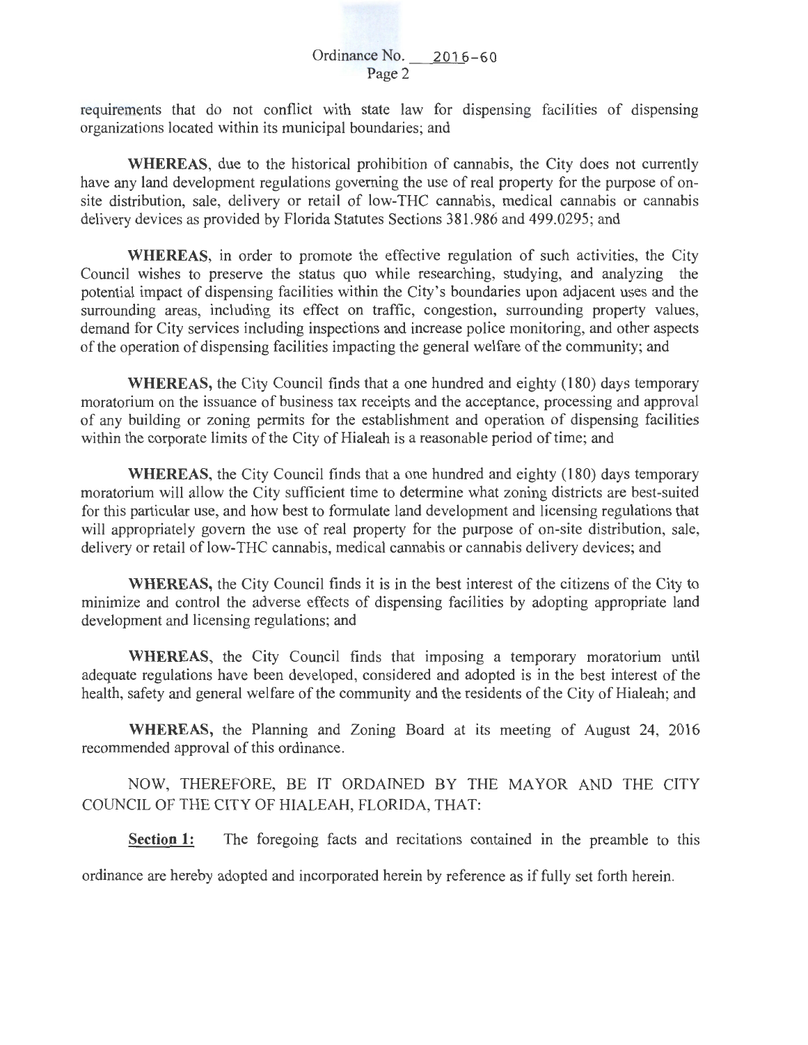requirements that do not conflict with state law for dispensing facilities of dispensing organizations located within its municipal boundaries; and

**WHEREAS**, due to the historical prohibition of cannabis, the City does not currently have any land development regulations governing the use of real property for the purpose of on-site distribution, sale, delivery or retail of low-THC cannabis, medical cannabis or cannabis delivery devices as provided by Florida Statutes Sections 381.986 and 499.0295; and

**WHEREAS**, in order to promote the effective regulation of such activities, the City Council wishes to preserve the status quo while researching, studying, and analyzing the potential impact of dispensing facilities within the City's boundaries upon adjacent uses and the surrounding areas, including its effect on traffic, congestion, surrounding property values, demand for City services including inspections and increase police monitoring, and other aspects of the operation of dispensing facilities impacting the general welfare of the community; and

**WHEREAS,** the City Council finds that a one hundred and eighty (180) days temporary moratorium on the issuance of business tax receipts and the acceptance, processing and approval of any building or zoning permits for the establishment and operation of dispensing facilities within the corporate limits of the City of Hialeah is a reasonable period of time; and

**WHEREAS,** the City Council finds that a one hundred and eighty (180) days temporary moratorium will allow the City sufficient time to determine what zoning districts are best-suited for this particular use, and how best to formulate land development and licensing regulations that will appropriately govern the use of real property for the purpose of on-site distribution, sale, delivery or retail of low-THC cannabis, medical cannabis or cannabis delivery devices; and

**WHEREAS,** the City Council finds it is in the best interest of the citizens of the City to minimize and control the adverse effects of dispensing facilities by adopting appropriate land development and licensing regulations; and

**WHEREAS,** the City Council finds that imposing a temporary moratorium until adequate regulations have been developed, considered and adopted is in the best interest of the health, safety and general welfare of the community and the residents of the City of Hialeah; and

**WHEREAS,** the Planning and Zoning Board at its meeting of August 24, 2016 recommended approval of this ordinance.

NOW, THEREFORE, BE IT ORDAINED BY THE MAYOR AND THE CITY COUNCIL OF THE CITY OF HIALEAH, FLORIDA, THAT:

**Section 1:** The foregoing facts and recitations contained in the preamble to this ordinance are hereby adopted and incorporated herein by reference as if fully set forth herein.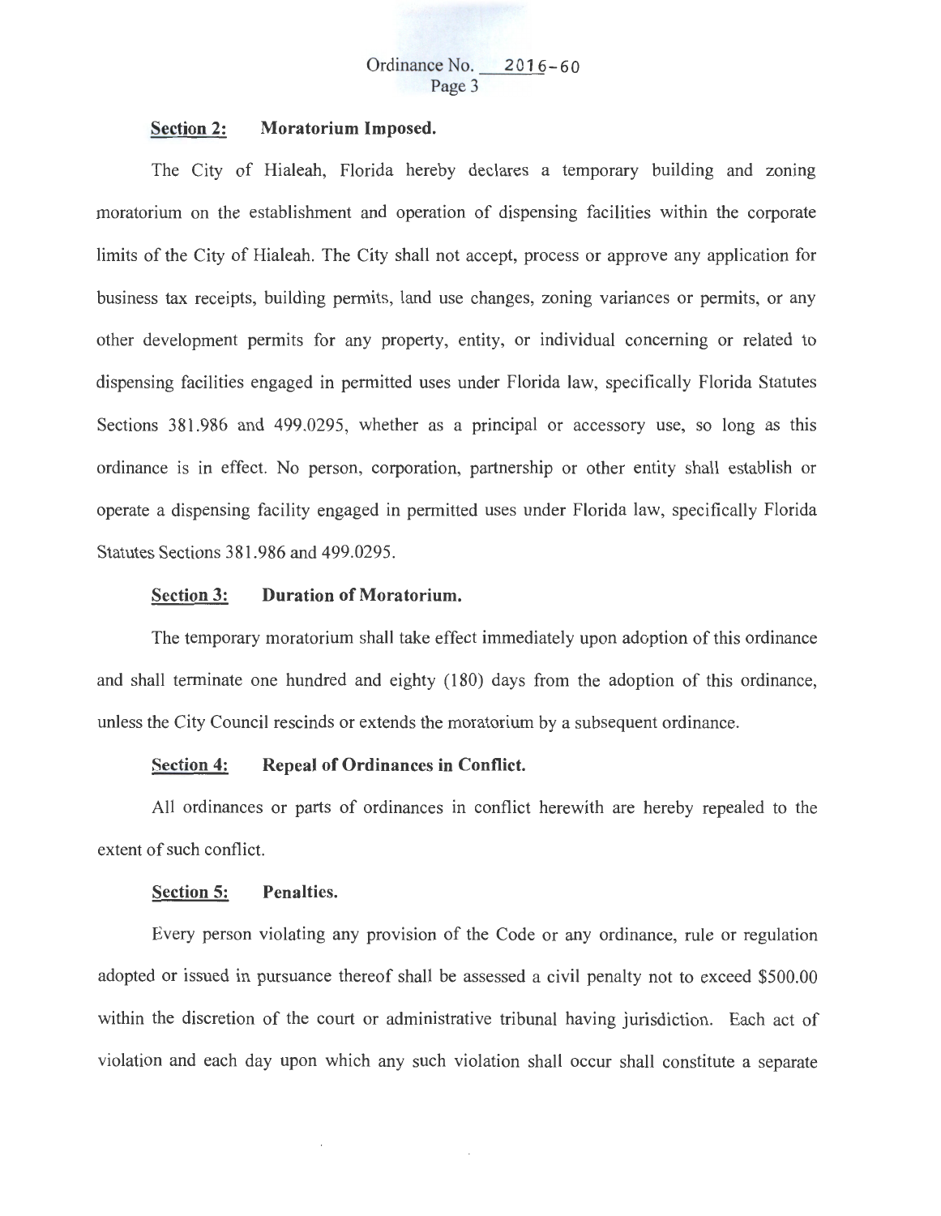**Section 2: Moratorium Imposed.**

The City of Hialeah, Florida hereby declares a temporary building and zoning moratorium on the establishment and operation of dispensing facilities within the corporate limits of the City of Hialeah. The City shall not accept, process or approve any application for business tax receipts, building permits, land use changes, zoning variances or permits, or any other development permits for any property, entity, or individual concerning or related to dispensing facilities engaged in permitted uses under Florida law, specifically Florida Statutes Sections 381.986 and 499.0295, whether as a principal or accessory use, so long as this ordinance is in effect. No person, corporation, partnership or other entity shall establish or operate a dispensing facility engaged in permitted uses under Florida law, specifically Florida Statutes Sections 381.986 and 499.0295.

**Section 3: Duration of Moratorium.**

The temporary moratorium shall take effect immediately upon adoption of this ordinance and shall terminate one hundred and eighty (180) days from the adoption of this ordinance, unless the City Council rescinds or extends the moratorium by a subsequent ordinance.

**Section 4: Repeal of Ordinances in Conflict.**

All ordinances or parts of ordinances in conflict herewith are hereby repealed to the extent of such conflict.

**Section 5: Penalties.**

Every person violating any provision of the Code or any ordinance, rule or regulation adopted or issued in pursuance thereof shall be assessed a civil penalty not to exceed $500.00 within the discretion of the court or administrative tribunal having jurisdiction. Each act of violation and each day upon which any such violation shall occur shall constitute a separate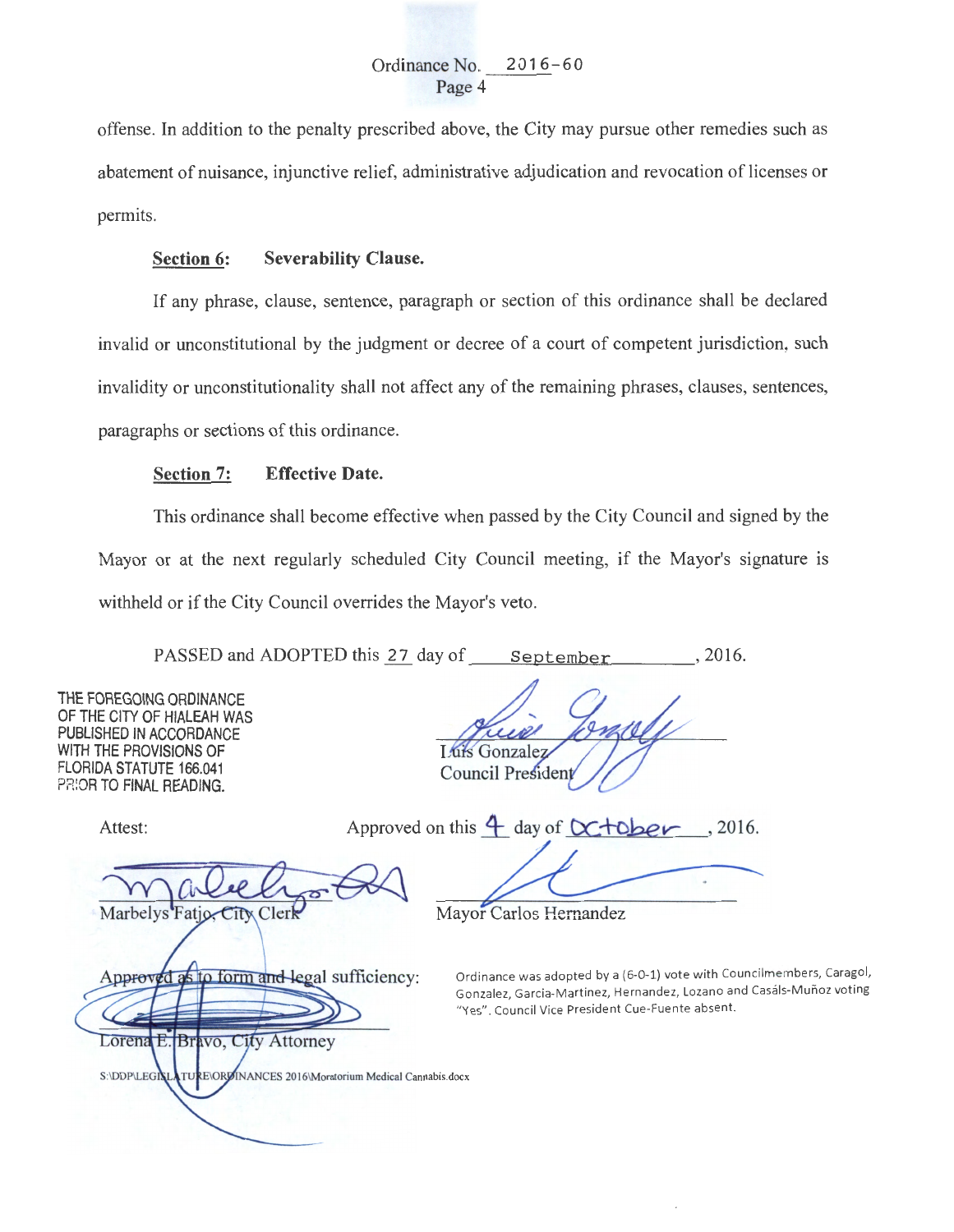offense. In addition to the penalty prescribed above, the City may pursue other remedies such as abatement of nuisance, injunctive relief, administrative adjudication and revocation of licenses or permits.

**Section 6:** **Severability Clause.**

If any phrase, clause, sentence, paragraph or section of this ordinance shall be declared invalid or unconstitutional by the judgment or decree of a court of competent jurisdiction, such invalidity or unconstitutionality shall not affect any of the remaining phrases, clauses, sentences, paragraphs or sections of this ordinance.

**Section 7:** **Effective Date.**

This ordinance shall become effective when passed by the City Council and signed by the Mayor or at the next regularly scheduled City Council meeting, if the Mayor's signature is withheld or if the City Council overrides the Mayor's veto.

PASSED and ADOPTED this 27 day of September, 2016.

THE FOREGOING ORDINANCE OF THE CITY OF HIALEAH WAS PUBLISHED IN ACCORDANCE WITH THE PROVISIONS OF FLORIDA STATUTE 166.041 PRIOR TO FINAL READING.

Luis Gonzalez
Council President

Attest:

Approved on this 4 day of October, 2016.

Marbelys Fatjo, City Clerk

Mayor Carlos Hernandez

Approved as to form and legal sufficiency:

Lorena E. Bravo, City Attorney

Ordinance was adopted by a (6-0-1) vote with Councilmembers, Caragol, Gonzalez, Garcia-Martinez, Hernandez, Lozano and Casáls-Muñoz voting "Yes". Council Vice President Cue-Fuente absent.

S:\DDP\LEGISLATURE\ORDINANCES 2016\Moratorium Medical Cannabis.docx